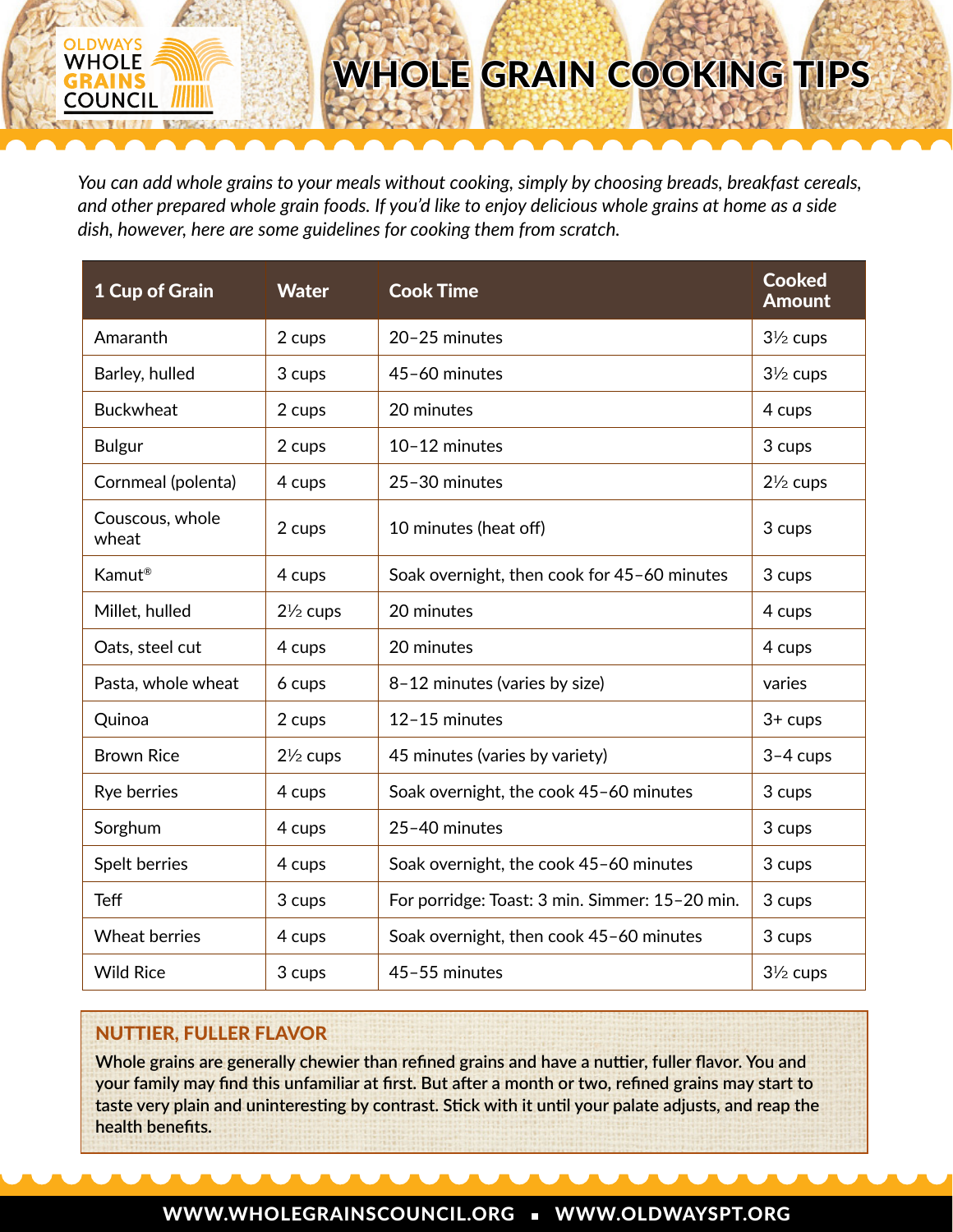OLDWAYS WHOLE GRAINS COUNCIL

# WHOLE GRAIN COOKING TIPS

*You can add whole grains to your meals without cooking, simply by choosing breads, breakfast cereals, and other prepared whole grain foods. If you'd like to enjoy delicious whole grains at home as a side dish, however, here are some guidelines for cooking them from scratch.*

| 1 Cup of Grain | Water | Cook Time | Cooked Amount |
|---|---|---|---|
| Amaranth | 2 cups | 20–25 minutes | 3½ cups |
| Barley, hulled | 3 cups | 45–60 minutes | 3½ cups |
| Buckwheat | 2 cups | 20 minutes | 4 cups |
| Bulgur | 2 cups | 10–12 minutes | 3 cups |
| Cornmeal (polenta) | 4 cups | 25–30 minutes | 2½ cups |
| Couscous, whole wheat | 2 cups | 10 minutes (heat off) | 3 cups |
| Kamut® | 4 cups | Soak overnight, then cook for 45–60 minutes | 3 cups |
| Millet, hulled | 2½ cups | 20 minutes | 4 cups |
| Oats, steel cut | 4 cups | 20 minutes | 4 cups |
| Pasta, whole wheat | 6 cups | 8–12 minutes (varies by size) | varies |
| Quinoa | 2 cups | 12–15 minutes | 3+ cups |
| Brown Rice | 2½ cups | 45 minutes (varies by variety) | 3–4 cups |
| Rye berries | 4 cups | Soak overnight, the cook 45–60 minutes | 3 cups |
| Sorghum | 4 cups | 25–40 minutes | 3 cups |
| Spelt berries | 4 cups | Soak overnight, the cook 45–60 minutes | 3 cups |
| Teff | 3 cups | For porridge: Toast: 3 min. Simmer: 15–20 min. | 3 cups |
| Wheat berries | 4 cups | Soak overnight, then cook 45–60 minutes | 3 cups |
| Wild Rice | 3 cups | 45–55 minutes | 3½ cups |

## NUTTIER, FULLER FLAVOR

**Whole grains are generally chewier than refined grains and have a nuttier, fuller flavor. You and your family may find this unfamiliar at first. But after a month or two, refined grains may start to taste very plain and uninteresting by contrast. Stick with it until your palate adjusts, and reap the health benefits.**

WWW.WHOLEGRAINSCOUNCIL.ORG ▪ WWW.OLDWAYSPT.ORG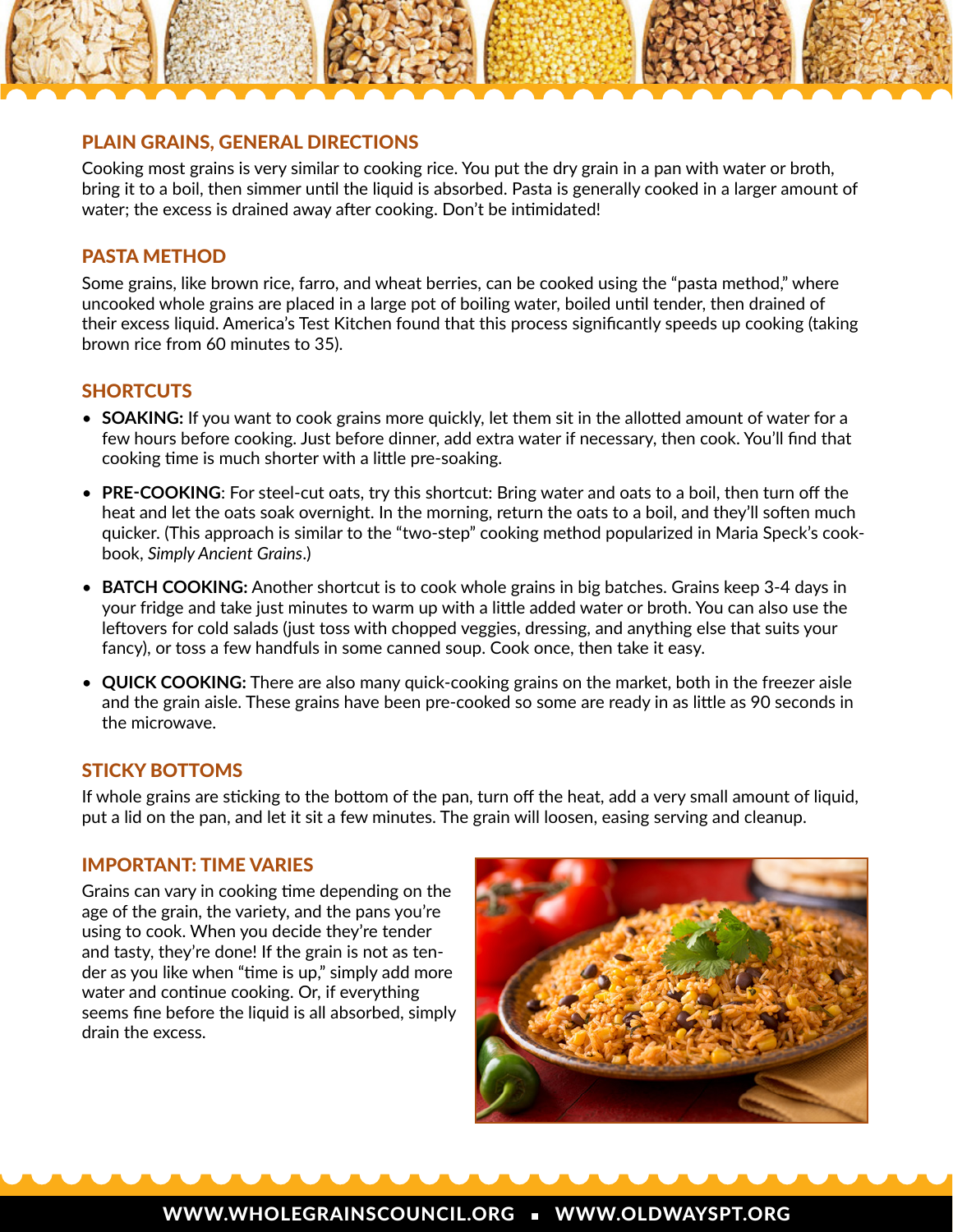## PLAIN GRAINS, GENERAL DIRECTIONS

Cooking most grains is very similar to cooking rice. You put the dry grain in a pan with water or broth, bring it to a boil, then simmer until the liquid is absorbed. Pasta is generally cooked in a larger amount of water; the excess is drained away after cooking. Don't be intimidated!

## PASTA METHOD

Some grains, like brown rice, farro, and wheat berries, can be cooked using the "pasta method," where uncooked whole grains are placed in a large pot of boiling water, boiled until tender, then drained of their excess liquid. America's Test Kitchen found that this process significantly speeds up cooking (taking brown rice from 60 minutes to 35).

## SHORTCUTS

- **SOAKING:** If you want to cook grains more quickly, let them sit in the allotted amount of water for a few hours before cooking. Just before dinner, add extra water if necessary, then cook. You'll find that cooking time is much shorter with a little pre-soaking.
- **PRE-COOKING**: For steel-cut oats, try this shortcut: Bring water and oats to a boil, then turn off the heat and let the oats soak overnight. In the morning, return the oats to a boil, and they'll soften much quicker. (This approach is similar to the "two-step" cooking method popularized in Maria Speck's cookbook, *Simply Ancient Grains*.)
- **BATCH COOKING:** Another shortcut is to cook whole grains in big batches. Grains keep 3-4 days in your fridge and take just minutes to warm up with a little added water or broth. You can also use the leftovers for cold salads (just toss with chopped veggies, dressing, and anything else that suits your fancy), or toss a few handfuls in some canned soup. Cook once, then take it easy.
- **QUICK COOKING:** There are also many quick-cooking grains on the market, both in the freezer aisle and the grain aisle. These grains have been pre-cooked so some are ready in as little as 90 seconds in the microwave.

## STICKY BOTTOMS

If whole grains are sticking to the bottom of the pan, turn off the heat, add a very small amount of liquid, put a lid on the pan, and let it sit a few minutes. The grain will loosen, easing serving and cleanup.

## IMPORTANT: TIME VARIES

Grains can vary in cooking time depending on the age of the grain, the variety, and the pans you're using to cook. When you decide they're tender and tasty, they're done! If the grain is not as tender as you like when "time is up," simply add more water and continue cooking. Or, if everything seems fine before the liquid is all absorbed, simply drain the excess.

WWW.WHOLEGRAINSCOUNCIL.ORG ▪ WWW.OLDWAYSPT.ORG